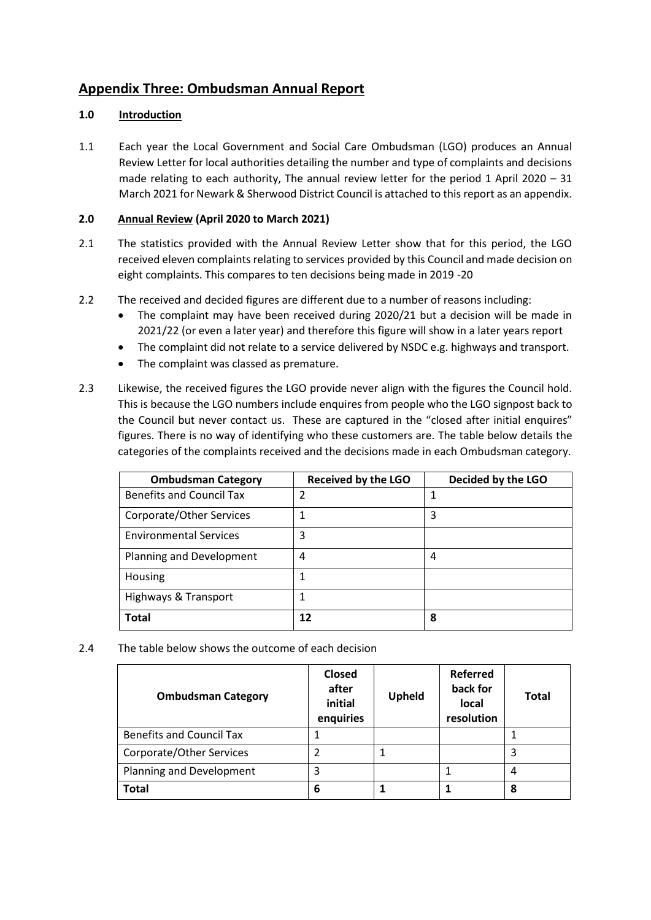## Appendix Three: Ombudsman Annual Report

### 1.0 Introduction

1.1 Each year the Local Government and Social Care Ombudsman (LGO) produces an Annual Review Letter for local authorities detailing the number and type of complaints and decisions made relating to each authority, The annual review letter for the period 1 April 2020 – 31 March 2021 for Newark & Sherwood District Council is attached to this report as an appendix.

### 2.0 Annual Review (April 2020 to March 2021)

2.1 The statistics provided with the Annual Review Letter show that for this period, the LGO received eleven complaints relating to services provided by this Council and made decision on eight complaints. This compares to ten decisions being made in 2019 -20

2.2 The received and decided figures are different due to a number of reasons including:

- The complaint may have been received during 2020/21 but a decision will be made in 2021/22 (or even a later year) and therefore this figure will show in a later years report
- The complaint did not relate to a service delivered by NSDC e.g. highways and transport.
- The complaint was classed as premature.

2.3 Likewise, the received figures the LGO provide never align with the figures the Council hold. This is because the LGO numbers include enquires from people who the LGO signpost back to the Council but never contact us. These are captured in the "closed after initial enquires" figures. There is no way of identifying who these customers are. The table below details the categories of the complaints received and the decisions made in each Ombudsman category.

| Ombudsman Category | Received by the LGO | Decided by the LGO |
|---|---|---|
| Benefits and Council Tax | 2 | 1 |
| Corporate/Other Services | 1 | 3 |
| Environmental Services | 3 | |
| Planning and Development | 4 | 4 |
| Housing | 1 | |
| Highways & Transport | 1 | |
| **Total** | **12** | **8** |

2.4 The table below shows the outcome of each decision

| Ombudsman Category | Closed after initial enquiries | Upheld | Referred back for local resolution | Total |
|---|---|---|---|---|
| Benefits and Council Tax | 1 | | | 1 |
| Corporate/Other Services | 2 | 1 | | 3 |
| Planning and Development | 3 | | 1 | 4 |
| **Total** | **6** | **1** | **1** | **8** |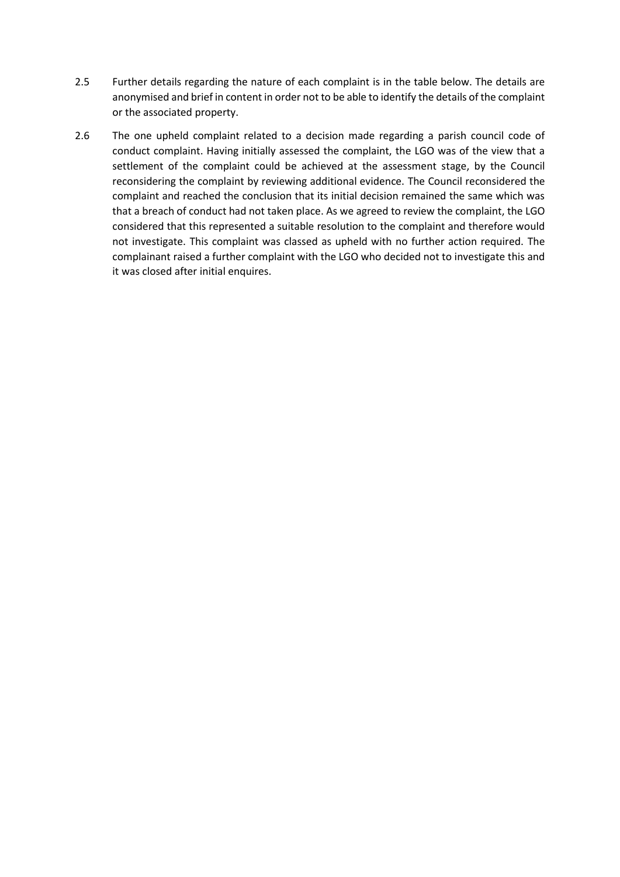2.5 Further details regarding the nature of each complaint is in the table below. The details are anonymised and brief in content in order not to be able to identify the details of the complaint or the associated property.

2.6 The one upheld complaint related to a decision made regarding a parish council code of conduct complaint. Having initially assessed the complaint, the LGO was of the view that a settlement of the complaint could be achieved at the assessment stage, by the Council reconsidering the complaint by reviewing additional evidence. The Council reconsidered the complaint and reached the conclusion that its initial decision remained the same which was that a breach of conduct had not taken place. As we agreed to review the complaint, the LGO considered that this represented a suitable resolution to the complaint and therefore would not investigate. This complaint was classed as upheld with no further action required. The complainant raised a further complaint with the LGO who decided not to investigate this and it was closed after initial enquires.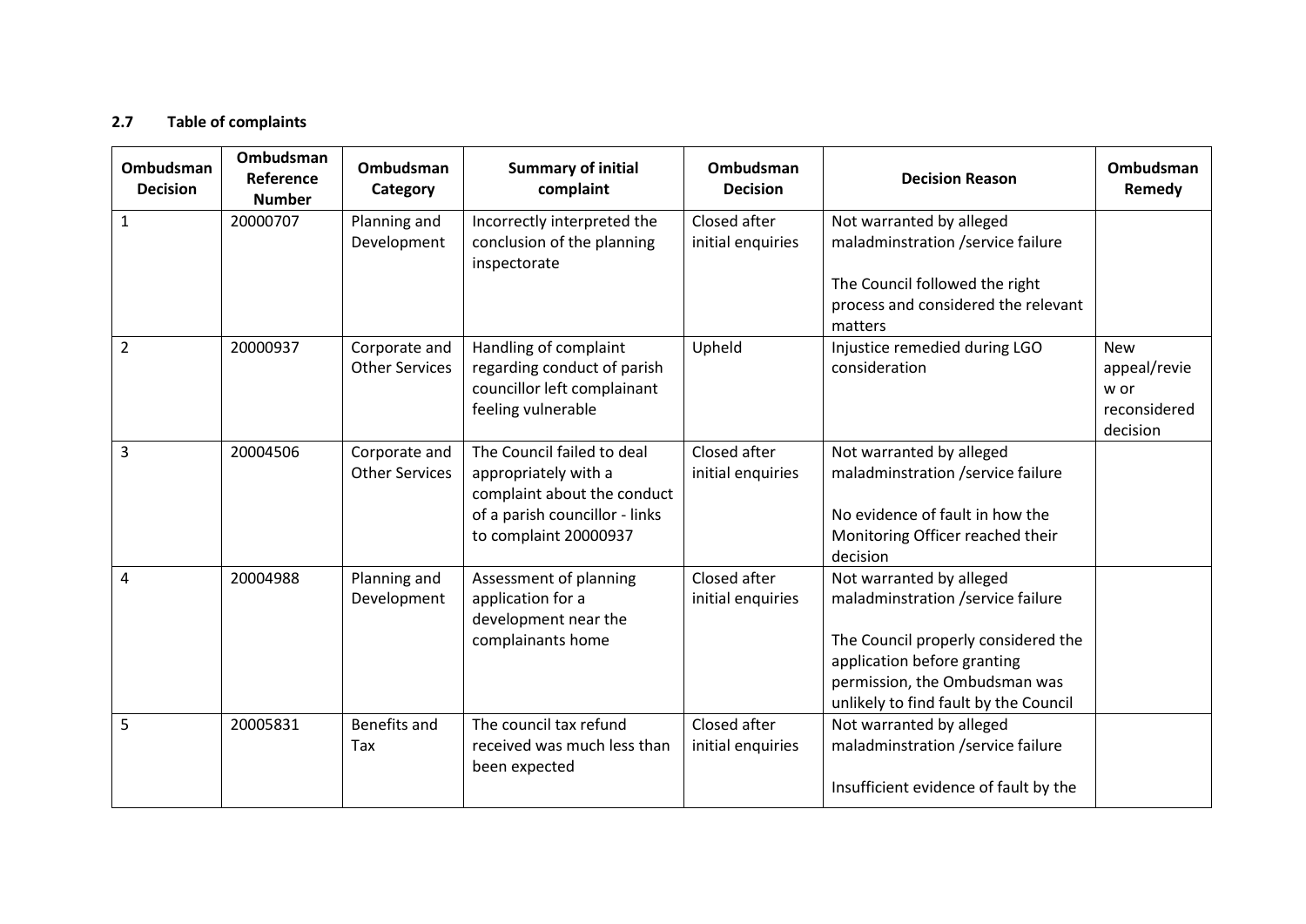### 2.7 Table of complaints

| Ombudsman Decision | Ombudsman Reference Number | Ombudsman Category | Summary of initial complaint | Ombudsman Decision | Decision Reason | Ombudsman Remedy |
|---|---|---|---|---|---|---|
| 1 | 20000707 | Planning and Development | Incorrectly interpreted the conclusion of the planning inspectorate | Closed after initial enquiries | Not warranted by alleged maladminstration /service failure<br><br>The Council followed the right process and considered the relevant matters | |
| 2 | 20000937 | Corporate and Other Services | Handling of complaint regarding conduct of parish councillor left complainant feeling vulnerable | Upheld | Injustice remedied during LGO consideration | New appeal/review or reconsidered decision |
| 3 | 20004506 | Corporate and Other Services | The Council failed to deal appropriately with a complaint about the conduct of a parish councillor - links to complaint 20000937 | Closed after initial enquiries | Not warranted by alleged maladminstration /service failure<br><br>No evidence of fault in how the Monitoring Officer reached their decision | |
| 4 | 20004988 | Planning and Development | Assessment of planning application for a development near the complainants home | Closed after initial enquiries | Not warranted by alleged maladminstration /service failure<br><br>The Council properly considered the application before granting permission, the Ombudsman was unlikely to find fault by the Council | |
| 5 | 20005831 | Benefits and Tax | The council tax refund received was much less than been expected | Closed after initial enquiries | Not warranted by alleged maladminstration /service failure<br><br>Insufficient evidence of fault by the | |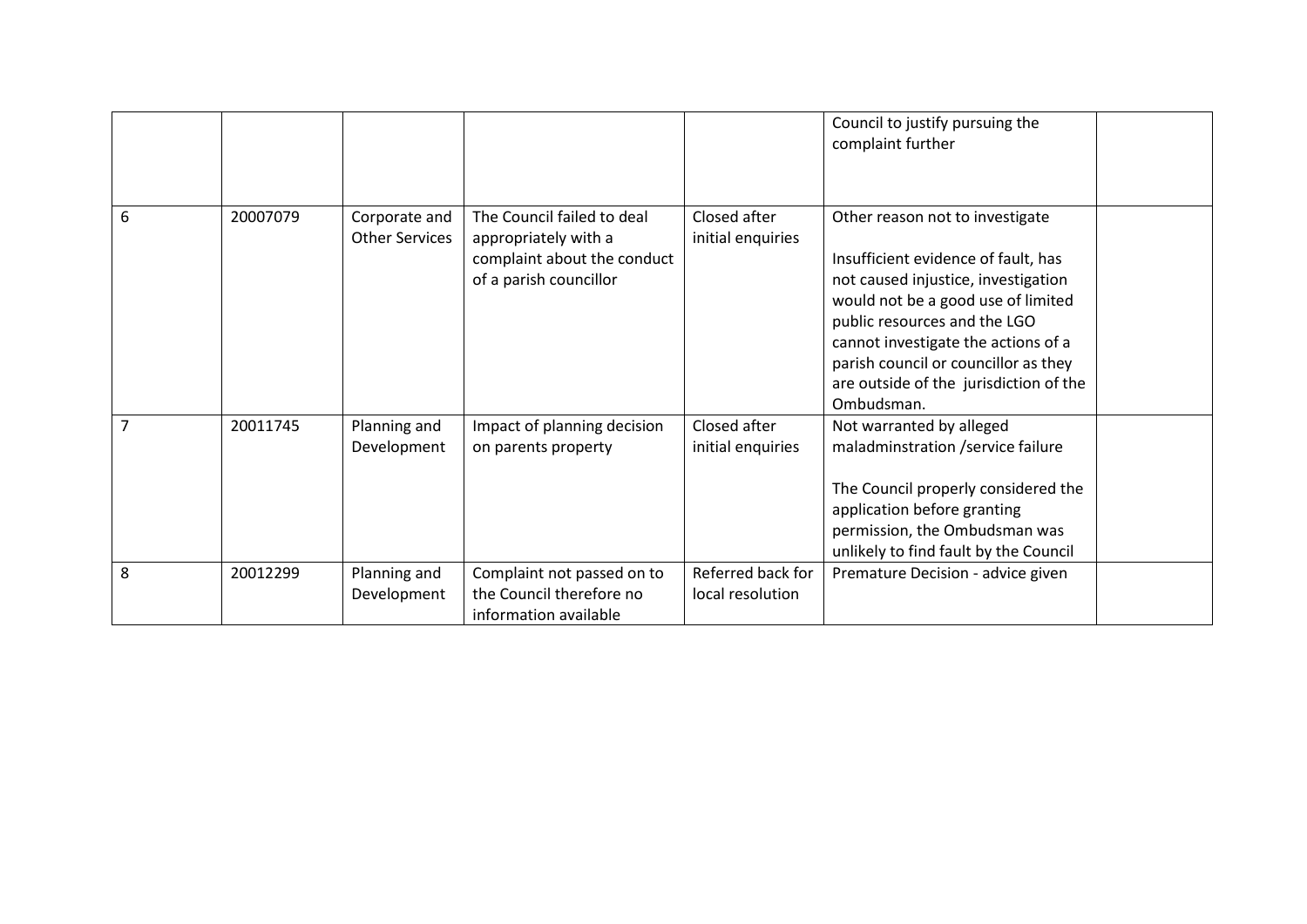| | | | | | | |
|---|---|---|---|---|---|---|
| | | | | | Council to justify pursuing the complaint further | |
| 6 | 20007079 | Corporate and Other Services | The Council failed to deal appropriately with a complaint about the conduct of a parish councillor | Closed after initial enquiries | Other reason not to investigate<br><br>Insufficient evidence of fault, has not caused injustice, investigation would not be a good use of limited public resources and the LGO cannot investigate the actions of a parish council or councillor as they are outside of the jurisdiction of the Ombudsman. | |
| 7 | 20011745 | Planning and Development | Impact of planning decision on parents property | Closed after initial enquiries | Not warranted by alleged maladminstration /service failure<br><br>The Council properly considered the application before granting permission, the Ombudsman was unlikely to find fault by the Council | |
| 8 | 20012299 | Planning and Development | Complaint not passed on to the Council therefore no information available | Referred back for local resolution | Premature Decision - advice given | |